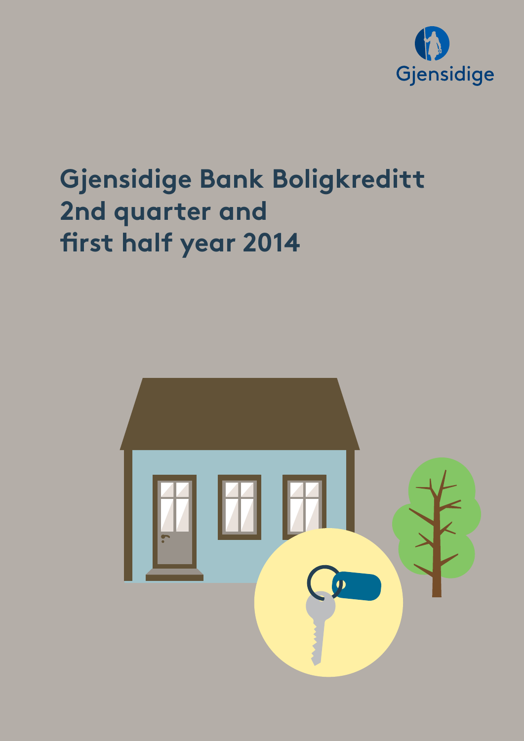Gjensidige

# Gjensidige Bank Boligkreditt 2nd quarter and first half year 2014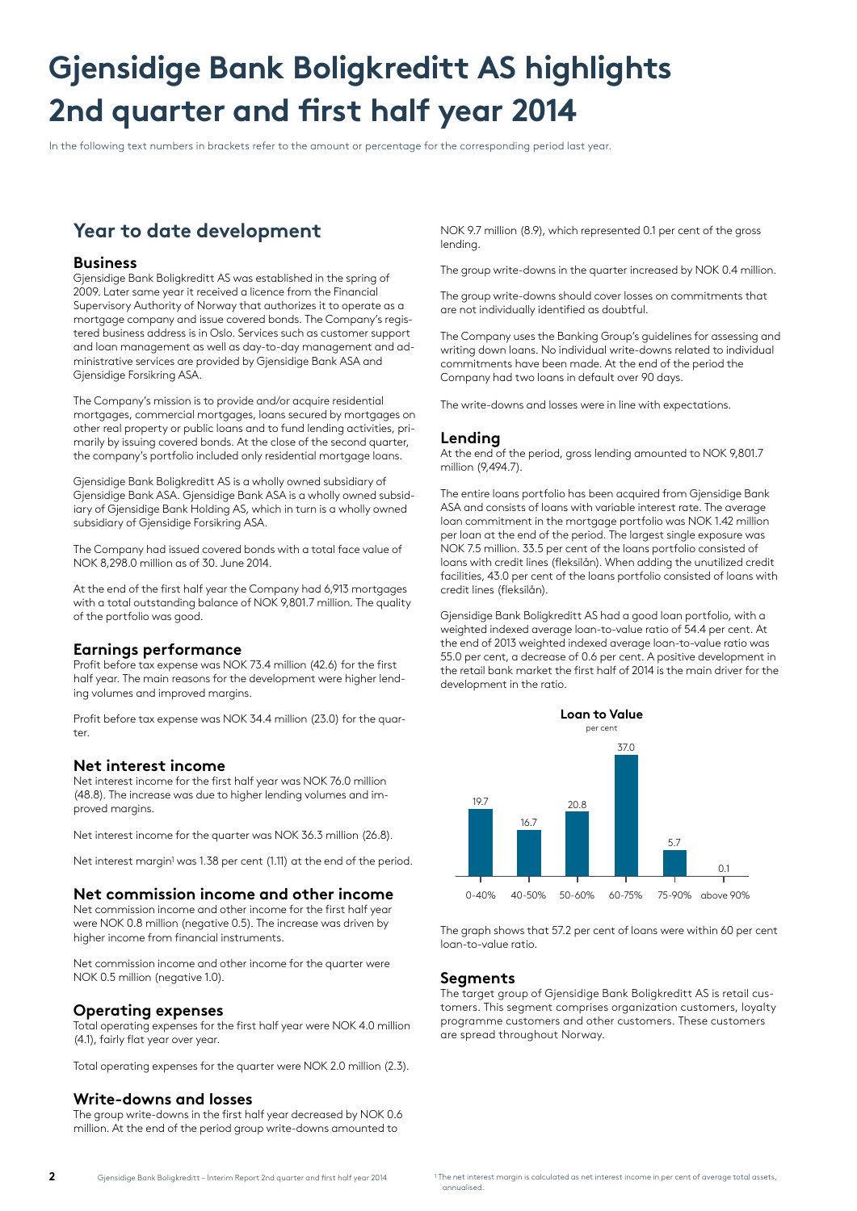# Gjensidige Bank Boligkreditt AS highlights 2nd quarter and first half year 2014

In the following text numbers in brackets refer to the amount or percentage for the corresponding period last year.

## Year to date development

### Business

Gjensidige Bank Boligkreditt AS was established in the spring of 2009. Later same year it received a licence from the Financial Supervisory Authority of Norway that authorizes it to operate as a mortgage company and issue covered bonds. The Company's registered business address is in Oslo. Services such as customer support and loan management as well as day-to-day management and administrative services are provided by Gjensidige Bank ASA and Gjensidige Forsikring ASA.

The Company's mission is to provide and/or acquire residential mortgages, commercial mortgages, loans secured by mortgages on other real property or public loans and to fund lending activities, primarily by issuing covered bonds. At the close of the second quarter, the company's portfolio included only residential mortgage loans.

Gjensidige Bank Boligkreditt AS is a wholly owned subsidiary of Gjensidige Bank ASA. Gjensidige Bank ASA is a wholly owned subsidiary of Gjensidige Bank Holding AS, which in turn is a wholly owned subsidiary of Gjensidige Forsikring ASA.

The Company had issued covered bonds with a total face value of NOK 8,298.0 million as of 30. June 2014.

At the end of the first half year the Company had 6,913 mortgages with a total outstanding balance of NOK 9,801.7 million. The quality of the portfolio was good.

### Earnings performance

Profit before tax expense was NOK 73.4 million (42.6) for the first half year. The main reasons for the development were higher lending volumes and improved margins.

Profit before tax expense was NOK 34.4 million (23.0) for the quarter.

### Net interest income

Net interest income for the first half year was NOK 76.0 million (48.8). The increase was due to higher lending volumes and improved margins.

Net interest income for the quarter was NOK 36.3 million (26.8).

Net interest margin[1] was 1.38 per cent (1.11) at the end of the period.

### Net commission income and other income

Net commission income and other income for the first half year were NOK 0.8 million (negative 0.5). The increase was driven by higher income from financial instruments.

Net commission income and other income for the quarter were NOK 0.5 million (negative 1.0).

### Operating expenses

Total operating expenses for the first half year were NOK 4.0 million (4.1), fairly flat year over year.

Total operating expenses for the quarter were NOK 2.0 million (2.3).

### Write-downs and losses

The group write-downs in the first half year decreased by NOK 0.6 million. At the end of the period group write-downs amounted to NOK 9.7 million (8.9), which represented 0.1 per cent of the gross lending.

The group write-downs in the quarter increased by NOK 0.4 million.

The group write-downs should cover losses on commitments that are not individually identified as doubtful.

The Company uses the Banking Group's guidelines for assessing and writing down loans. No individual write-downs related to individual commitments have been made. At the end of the period the Company had two loans in default over 90 days.

The write-downs and losses were in line with expectations.

### Lending

At the end of the period, gross lending amounted to NOK 9,801.7 million (9,494.7).

The entire loans portfolio has been acquired from Gjensidige Bank ASA and consists of loans with variable interest rate. The average loan commitment in the mortgage portfolio was NOK 1.42 million per loan at the end of the period. The largest single exposure was NOK 7.5 million. 33.5 per cent of the loans portfolio consisted of loans with credit lines (fleksilån). When adding the unutilized credit facilities, 43.0 per cent of the loans portfolio consisted of loans with credit lines (fleksilån).

Gjensidige Bank Boligkreditt AS had a good loan portfolio, with a weighted indexed average loan-to-value ratio of 54.4 per cent. At the end of 2013 weighted indexed average loan-to-value ratio was 55.0 per cent, a decrease of 0.6 per cent. A positive development in the retail bank market the first half of 2014 is the main driver for the development in the ratio.

**Loan to Value**
per cent

| 0-40% | 40-50% | 50-60% | 60-75% | 75-90% | above 90% |
|---|---|---|---|---|---|
| 19.7 | 16.7 | 20.8 | 37.0 | 5.7 | 0.1 |

The graph shows that 57.2 per cent of loans were within 60 per cent loan-to-value ratio.

### Segments

The target group of Gjensidige Bank Boligkreditt AS is retail customers. This segment comprises organization customers, loyalty programme customers and other customers. These customers are spread throughout Norway.

[1] The net interest margin is calculated as net interest income in per cent of average total assets, annualised.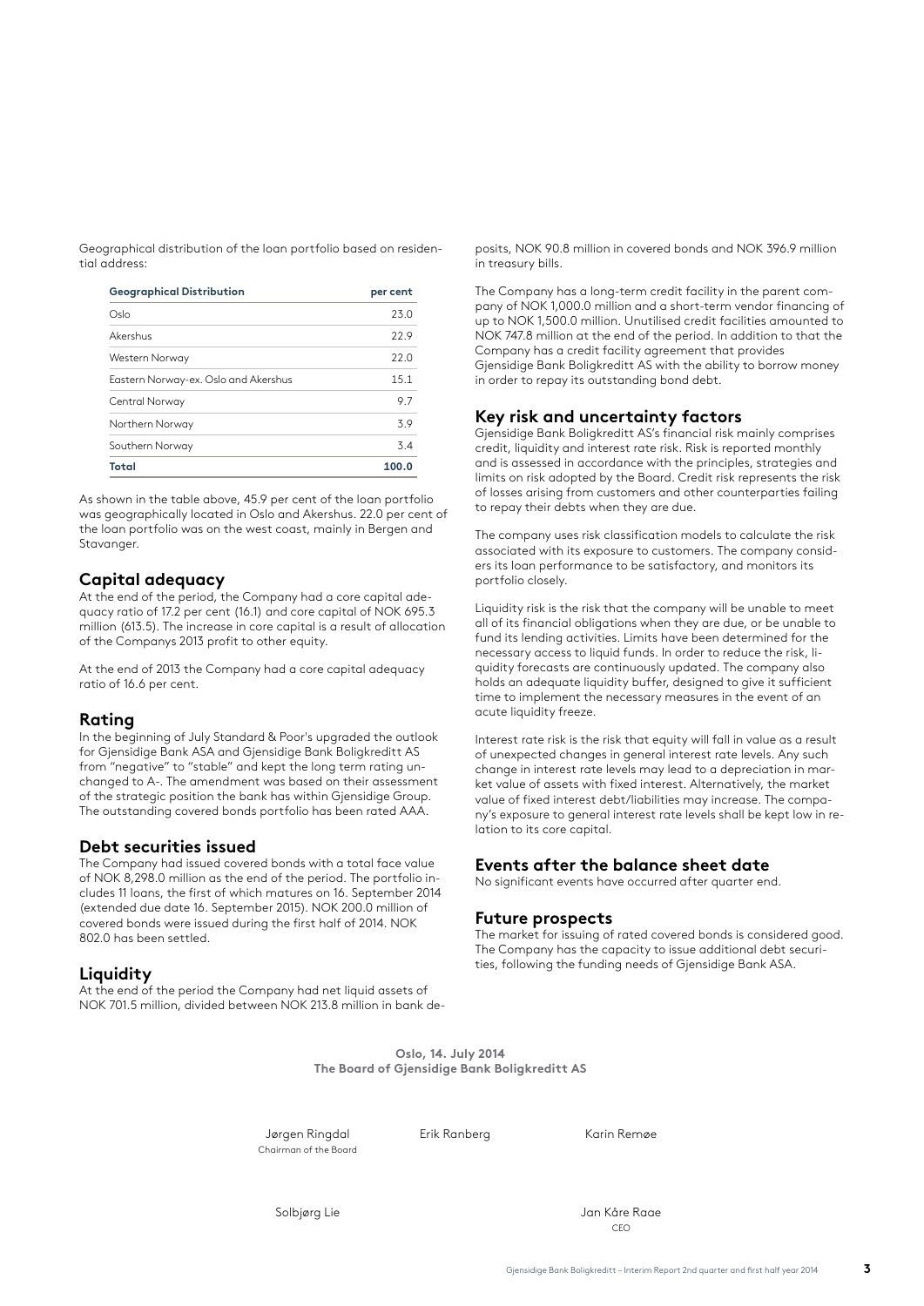Geographical distribution of the loan portfolio based on residential address:

| Geographical Distribution | per cent |
|---|---|
| Oslo | 23.0 |
| Akershus | 22.9 |
| Western Norway | 22.0 |
| Eastern Norway-ex. Oslo and Akershus | 15.1 |
| Central Norway | 9.7 |
| Northern Norway | 3.9 |
| Southern Norway | 3.4 |
| **Total** | **100.0** |

As shown in the table above, 45.9 per cent of the loan portfolio was geographically located in Oslo and Akershus. 22.0 per cent of the loan portfolio was on the west coast, mainly in Bergen and Stavanger.

## Capital adequacy

At the end of the period, the Company had a core capital adequacy ratio of 17.2 per cent (16.1) and core capital of NOK 695.3 million (613.5). The increase in core capital is a result of allocation of the Companys 2013 profit to other equity.

At the end of 2013 the Company had a core capital adequacy ratio of 16.6 per cent.

## Rating

In the beginning of July Standard & Poor's upgraded the outlook for Gjensidige Bank ASA and Gjensidige Bank Boligkreditt AS from "negative" to "stable" and kept the long term rating unchanged to A-. The amendment was based on their assessment of the strategic position the bank has within Gjensidige Group. The outstanding covered bonds portfolio has been rated AAA.

## Debt securities issued

The Company had issued covered bonds with a total face value of NOK 8,298.0 million as the end of the period. The portfolio includes 11 loans, the first of which matures on 16. September 2014 (extended due date 16. September 2015). NOK 200.0 million of covered bonds were issued during the first half of 2014. NOK 802.0 has been settled.

## Liquidity

At the end of the period the Company had net liquid assets of NOK 701.5 million, divided between NOK 213.8 million in bank deposits, NOK 90.8 million in covered bonds and NOK 396.9 million in treasury bills.

The Company has a long-term credit facility in the parent company of NOK 1,000.0 million and a short-term vendor financing of up to NOK 1,500.0 million. Unutilised credit facilities amounted to NOK 747.8 million at the end of the period. In addition to that the Company has a credit facility agreement that provides Gjensidige Bank Boligkreditt AS with the ability to borrow money in order to repay its outstanding bond debt.

## Key risk and uncertainty factors

Gjensidige Bank Boligkreditt AS's financial risk mainly comprises credit, liquidity and interest rate risk. Risk is reported monthly and is assessed in accordance with the principles, strategies and limits on risk adopted by the Board. Credit risk represents the risk of losses arising from customers and other counterparties failing to repay their debts when they are due.

The company uses risk classification models to calculate the risk associated with its exposure to customers. The company considers its loan performance to be satisfactory, and monitors its portfolio closely.

Liquidity risk is the risk that the company will be unable to meet all of its financial obligations when they are due, or be unable to fund its lending activities. Limits have been determined for the necessary access to liquid funds. In order to reduce the risk, liquidity forecasts are continuously updated. The company also holds an adequate liquidity buffer, designed to give it sufficient time to implement the necessary measures in the event of an acute liquidity freeze.

Interest rate risk is the risk that equity will fall in value as a result of unexpected changes in general interest rate levels. Any such change in interest rate levels may lead to a depreciation in market value of assets with fixed interest. Alternatively, the market value of fixed interest debt/liabilities may increase. The company's exposure to general interest rate levels shall be kept low in relation to its core capital.

## Events after the balance sheet date

No significant events have occurred after quarter end.

## Future prospects

The market for issuing of rated covered bonds is considered good. The Company has the capacity to issue additional debt securities, following the funding needs of Gjensidige Bank ASA.

**Oslo, 14. July 2014**
**The Board of Gjensidige Bank Boligkreditt AS**

Jørgen Ringdal
Chairman of the Board

Erik Ranberg

Karin Remøe

Solbjørg Lie

Jan Kåre Raae
CEO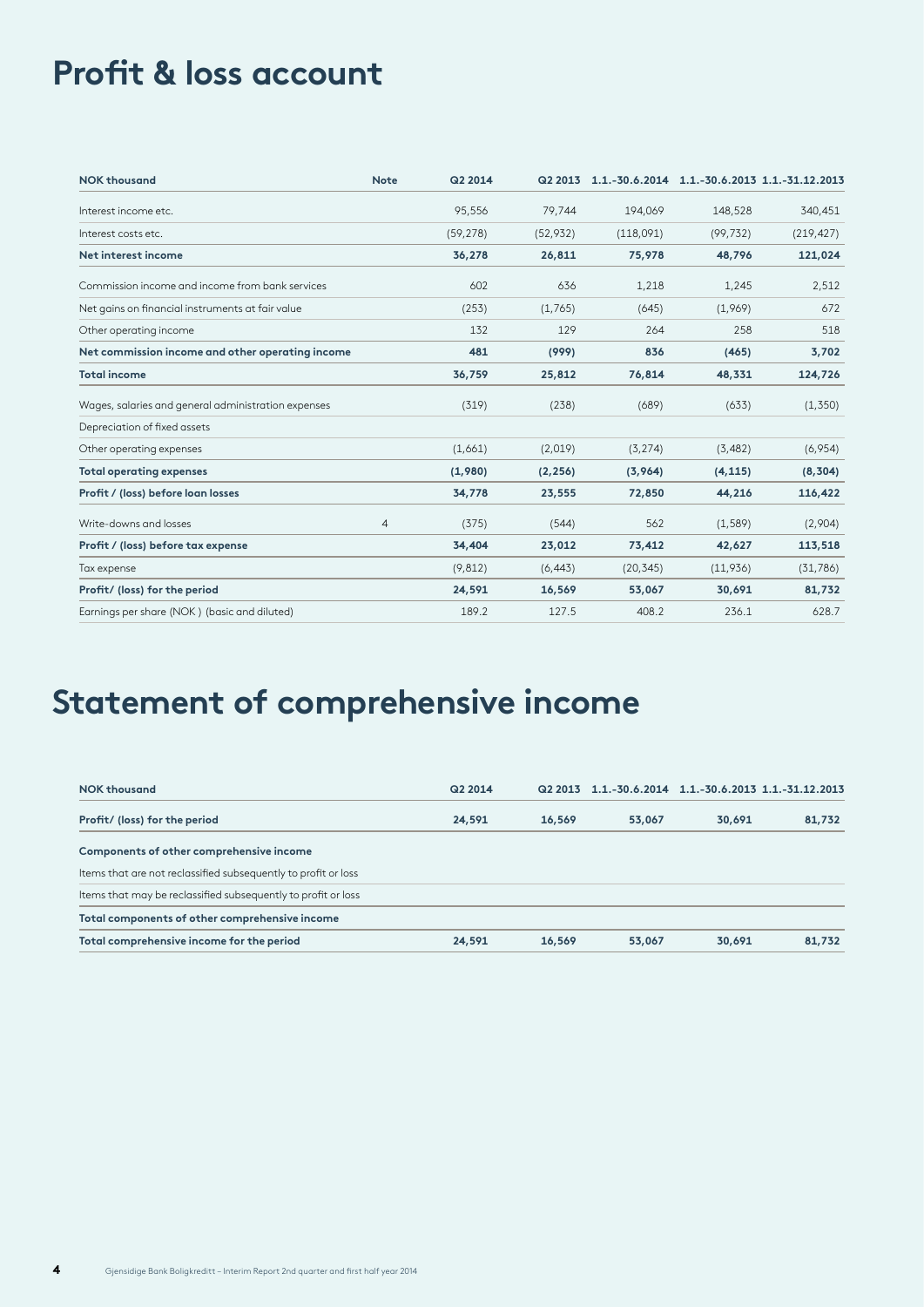# Profit & loss account

| NOK thousand | Note | Q2 2014 | Q2 2013 | 1.1.-30.6.2014 | 1.1.-30.6.2013 | 1.1.-31.12.2013 |
|---|---|---|---|---|---|---|
| Interest income etc. | | 95,556 | 79,744 | 194,069 | 148,528 | 340,451 |
| Interest costs etc. | | (59,278) | (52,932) | (118,091) | (99,732) | (219,427) |
| **Net interest income** | | **36,278** | **26,811** | **75,978** | **48,796** | **121,024** |
| Commission income and income from bank services | | 602 | 636 | 1,218 | 1,245 | 2,512 |
| Net gains on financial instruments at fair value | | (253) | (1,765) | (645) | (1,969) | 672 |
| Other operating income | | 132 | 129 | 264 | 258 | 518 |
| **Net commission income and other operating income** | | **481** | **(999)** | **836** | **(465)** | **3,702** |
| **Total income** | | **36,759** | **25,812** | **76,814** | **48,331** | **124,726** |
| Wages, salaries and general administration expenses | | (319) | (238) | (689) | (633) | (1,350) |
| Depreciation of fixed assets | | | | | | |
| Other operating expenses | | (1,661) | (2,019) | (3,274) | (3,482) | (6,954) |
| **Total operating expenses** | | **(1,980)** | **(2,256)** | **(3,964)** | **(4,115)** | **(8,304)** |
| **Profit / (loss) before loan losses** | | **34,778** | **23,555** | **72,850** | **44,216** | **116,422** |
| Write-downs and losses | 4 | (375) | (544) | 562 | (1,589) | (2,904) |
| **Profit / (loss) before tax expense** | | **34,404** | **23,012** | **73,412** | **42,627** | **113,518** |
| Tax expense | | (9,812) | (6,443) | (20,345) | (11,936) | (31,786) |
| **Profit/ (loss) for the period** | | **24,591** | **16,569** | **53,067** | **30,691** | **81,732** |
| Earnings per share (NOK ) (basic and diluted) | | 189.2 | 127.5 | 408.2 | 236.1 | 628.7 |

# Statement of comprehensive income

| NOK thousand | Q2 2014 | Q2 2013 | 1.1.-30.6.2014 | 1.1.-30.6.2013 | 1.1.-31.12.2013 |
|---|---|---|---|---|---|
| **Profit/ (loss) for the period** | **24,591** | **16,569** | **53,067** | **30,691** | **81,732** |
| **Components of other comprehensive income** | | | | | |
| Items that are not reclassified subsequently to profit or loss | | | | | |
| Items that may be reclassified subsequently to profit or loss | | | | | |
| **Total components of other comprehensive income** | | | | | |
| **Total comprehensive income for the period** | **24,591** | **16,569** | **53,067** | **30,691** | **81,732** |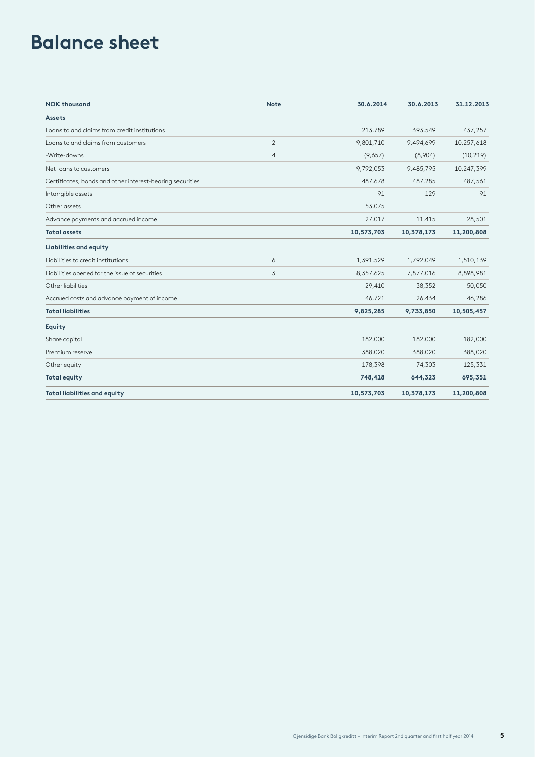# Balance sheet

| NOK thousand | Note | 30.6.2014 | 30.6.2013 | 31.12.2013 |
|---|---|---|---|---|
| **Assets** | | | | |
| Loans to and claims from credit institutions | | 213,789 | 393,549 | 437,257 |
| Loans to and claims from customers | 2 | 9,801,710 | 9,494,699 | 10,257,618 |
| -Write-downs | 4 | (9,657) | (8,904) | (10,219) |
| Net loans to customers | | 9,792,053 | 9,485,795 | 10,247,399 |
| Certificates, bonds and other interest-bearing securities | | 487,678 | 487,285 | 487,561 |
| Intangible assets | | 91 | 129 | 91 |
| Other assets | | 53,075 | | |
| Advance payments and accrued income | | 27,017 | 11,415 | 28,501 |
| **Total assets** | | **10,573,703** | **10,378,173** | **11,200,808** |
| **Liabilities and equity** | | | | |
| Liabilities to credit institutions | 6 | 1,391,529 | 1,792,049 | 1,510,139 |
| Liabilities opened for the issue of securities | 3 | 8,357,625 | 7,877,016 | 8,898,981 |
| Other liabilities | | 29,410 | 38,352 | 50,050 |
| Accrued costs and advance payment of income | | 46,721 | 26,434 | 46,286 |
| **Total liabilities** | | **9,825,285** | **9,733,850** | **10,505,457** |
| **Equity** | | | | |
| Share capital | | 182,000 | 182,000 | 182,000 |
| Premium reserve | | 388,020 | 388,020 | 388,020 |
| Other equity | | 178,398 | 74,303 | 125,331 |
| **Total equity** | | **748,418** | **644,323** | **695,351** |
| **Total liabilities and equity** | | **10,573,703** | **10,378,173** | **11,200,808** |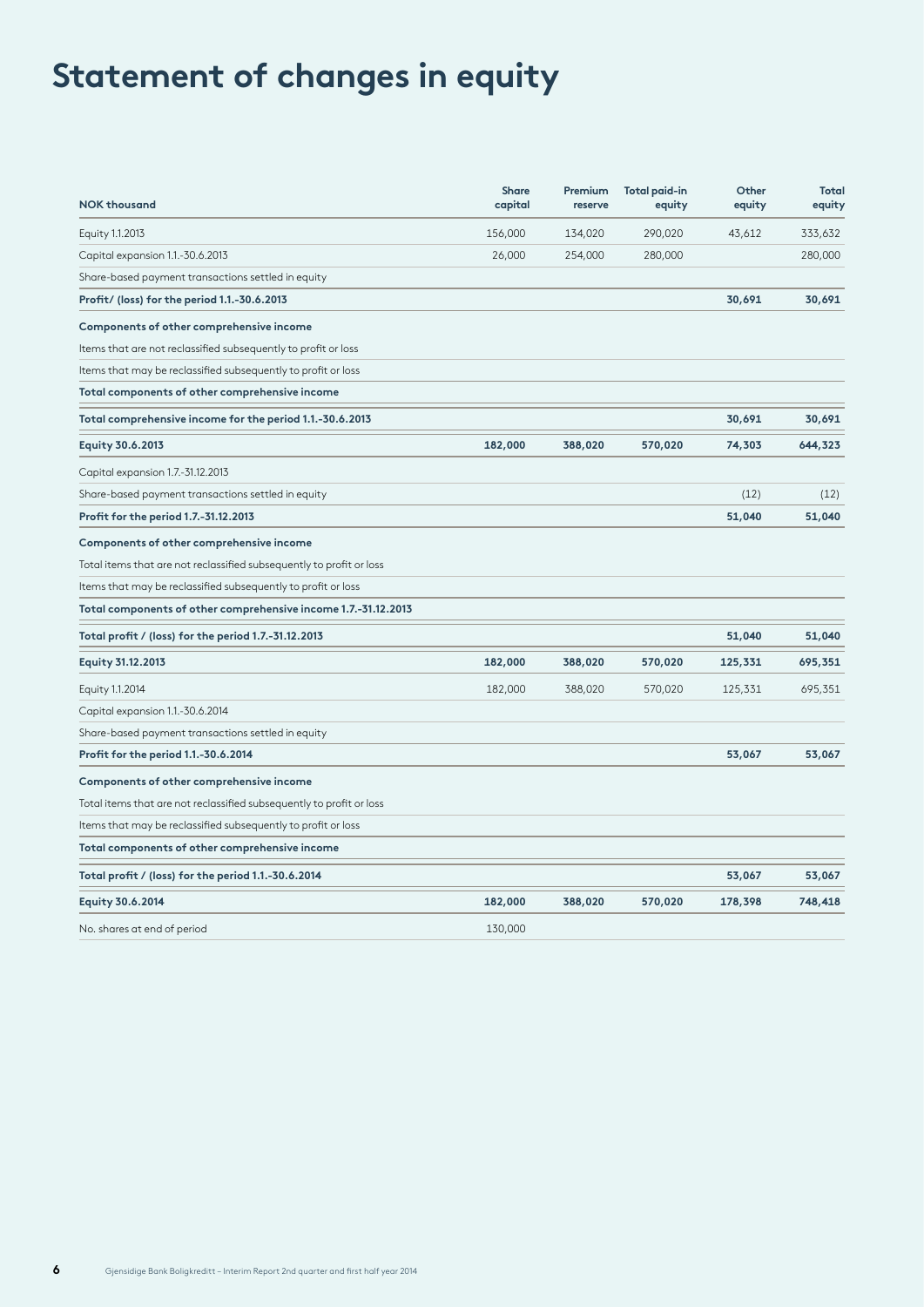# Statement of changes in equity

| NOK thousand | Share capital | Premium reserve | Total paid-in equity | Other equity | Total equity |
|---|---|---|---|---|---|
| Equity 1.1.2013 | 156,000 | 134,020 | 290,020 | 43,612 | 333,632 |
| Capital expansion 1.1.-30.6.2013 | 26,000 | 254,000 | 280,000 | | 280,000 |
| Share-based payment transactions settled in equity | | | | | |
| **Profit/ (loss) for the period 1.1.-30.6.2013** | | | | **30,691** | **30,691** |
| **Components of other comprehensive income** | | | | | |
| Items that are not reclassified subsequently to profit or loss | | | | | |
| Items that may be reclassified subsequently to profit or loss | | | | | |
| **Total components of other comprehensive income** | | | | | |
| **Total comprehensive income for the period 1.1.-30.6.2013** | | | | **30,691** | **30,691** |
| **Equity 30.6.2013** | **182,000** | **388,020** | **570,020** | **74,303** | **644,323** |
| Capital expansion 1.7.-31.12.2013 | | | | | |
| Share-based payment transactions settled in equity | | | | (12) | (12) |
| **Profit for the period 1.7.-31.12.2013** | | | | **51,040** | **51,040** |
| **Components of other comprehensive income** | | | | | |
| Total items that are not reclassified subsequently to profit or loss | | | | | |
| Items that may be reclassified subsequently to profit or loss | | | | | |
| **Total components of other comprehensive income 1.7.-31.12.2013** | | | | | |
| **Total profit / (loss) for the period 1.7.-31.12.2013** | | | | **51,040** | **51,040** |
| **Equity 31.12.2013** | **182,000** | **388,020** | **570,020** | **125,331** | **695,351** |
| Equity 1.1.2014 | 182,000 | 388,020 | 570,020 | 125,331 | 695,351 |
| Capital expansion 1.1.-30.6.2014 | | | | | |
| Share-based payment transactions settled in equity | | | | | |
| **Profit for the period 1.1.-30.6.2014** | | | | **53,067** | **53,067** |
| **Components of other comprehensive income** | | | | | |
| Total items that are not reclassified subsequently to profit or loss | | | | | |
| Items that may be reclassified subsequently to profit or loss | | | | | |
| **Total components of other comprehensive income** | | | | | |
| **Total profit / (loss) for the period 1.1.-30.6.2014** | | | | **53,067** | **53,067** |
| **Equity 30.6.2014** | **182,000** | **388,020** | **570,020** | **178,398** | **748,418** |
| No. shares at end of period | 130,000 | | | | |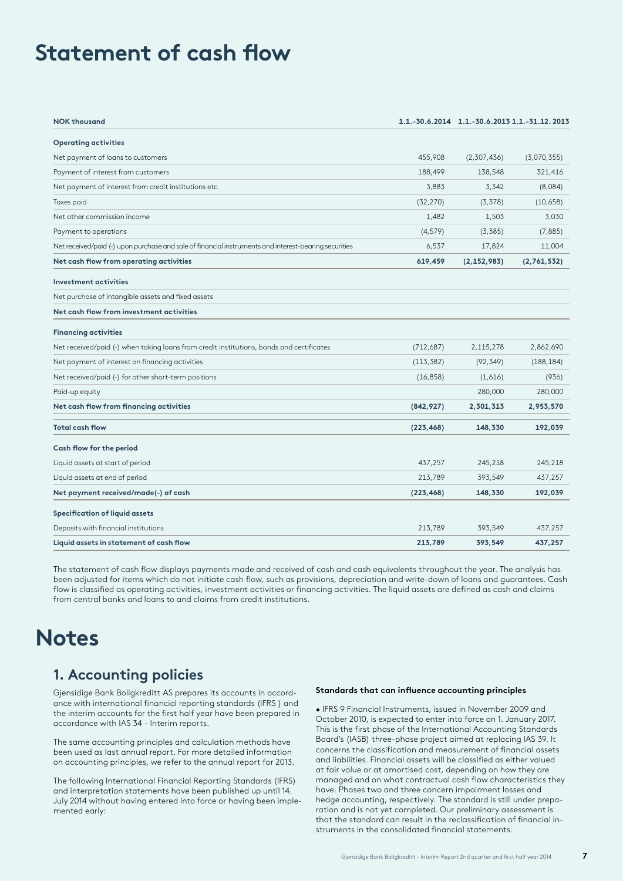# Statement of cash flow

| NOK thousand | 1.1.-30.6.2014 | 1.1.-30.6.2013 | 1.1.-31.12. 2013 |
|---|---|---|---|
| **Operating activities** | | | |
| Net payment of loans to customers | 455,908 | (2,307,436) | (3,070,355) |
| Payment of interest from customers | 188,499 | 138,548 | 321,416 |
| Net payment of interest from credit institutions etc. | 3,883 | 3,342 | (8,084) |
| Taxes paid | (32,270) | (3,378) | (10,658) |
| Net other commission income | 1,482 | 1,503 | 3,030 |
| Payment to operations | (4,579) | (3,385) | (7,885) |
| Net received/paid (-) upon purchase and sale of financial instruments and interest-bearing securities | 6,537 | 17,824 | 11,004 |
| **Net cash flow from operating activities** | **619,459** | **(2,152,983)** | **(2,761,532)** |
| **Investment activities** | | | |
| Net purchase of intangible assets and fixed assets | | | |
| **Net cash flow from investment activities** | | | |
| **Financing activities** | | | |
| Net received/paid (-) when taking loans from credit institutions, bonds and certificates | (712,687) | 2,115,278 | 2,862,690 |
| Net payment of interest on financing activities | (113,382) | (92,349) | (188,184) |
| Net received/paid (-) for other short-term positions | (16,858) | (1,616) | (936) |
| Paid-up equity | | 280,000 | 280,000 |
| **Net cash flow from financing activities** | **(842,927)** | **2,301,313** | **2,953,570** |
| **Total cash flow** | **(223,468)** | **148,330** | **192,039** |
| **Cash flow for the period** | | | |
| Liquid assets at start of period | 437,257 | 245,218 | 245,218 |
| Liquid assets at end of period | 213,789 | 393,549 | 437,257 |
| **Net payment received/made(-) of cash** | **(223,468)** | **148,330** | **192,039** |
| **Specification of liquid assets** | | | |
| Deposits with financial institutions | 213,789 | 393,549 | 437,257 |
| **Liquid assets in statement of cash flow** | **213,789** | **393,549** | **437,257** |

The statement of cash flow displays payments made and received of cash and cash equivalents throughout the year. The analysis has been adjusted for items which do not initiate cash flow, such as provisions, depreciation and write-down of loans and guarantees. Cash flow is classified as operating activities, investment activities or financing activities. The liquid assets are defined as cash and claims from central banks and loans to and claims from credit institutions.

# Notes

## 1. Accounting policies

Gjensidige Bank Boligkreditt AS prepares its accounts in accordance with international financial reporting standards (IFRS ) and the interim accounts for the first half year have been prepared in accordance with IAS 34 - Interim reports.

The same accounting principles and calculation methods have been used as last annual report. For more detailed information on accounting principles, we refer to the annual report for 2013.

The following International Financial Reporting Standards (IFRS) and interpretation statements have been published up until 14. July 2014 without having entered into force or having been implemented early:

**Standards that can influence accounting principles**

- IFRS 9 Financial Instruments, issued in November 2009 and October 2010, is expected to enter into force on 1. January 2017. This is the first phase of the International Accounting Standards Board's (IASB) three-phase project aimed at replacing IAS 39. It concerns the classification and measurement of financial assets and liabilities. Financial assets will be classified as either valued at fair value or at amortised cost, depending on how they are managed and on what contractual cash flow characteristics they have. Phases two and three concern impairment losses and hedge accounting, respectively. The standard is still under preparation and is not yet completed. Our preliminary assessment is that the standard can result in the reclassification of financial instruments in the consolidated financial statements.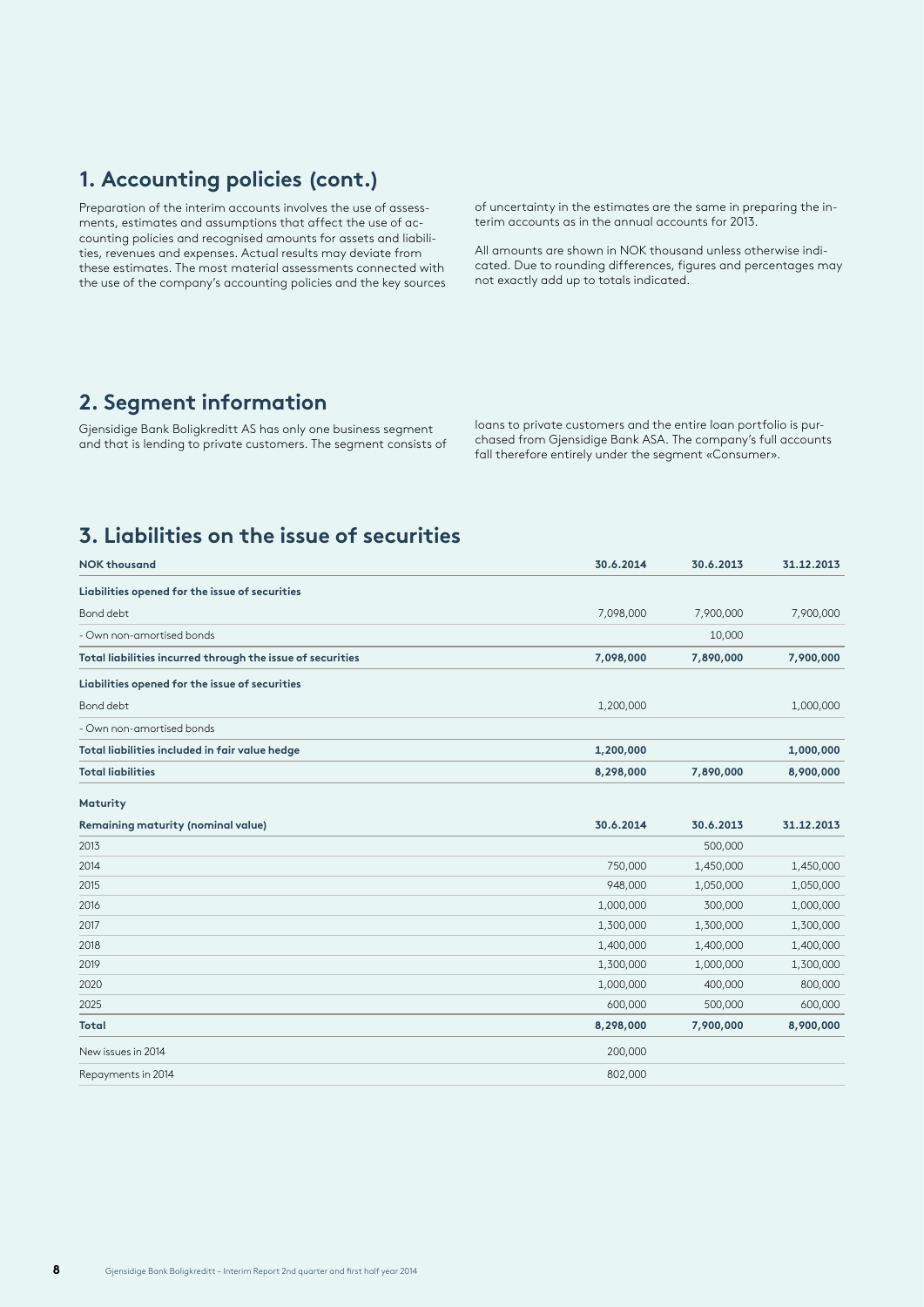## 1. Accounting policies (cont.)

Preparation of the interim accounts involves the use of assessments, estimates and assumptions that affect the use of accounting policies and recognised amounts for assets and liabilities, revenues and expenses. Actual results may deviate from these estimates. The most material assessments connected with the use of the company's accounting policies and the key sources of uncertainty in the estimates are the same in preparing the interim accounts as in the annual accounts for 2013.

All amounts are shown in NOK thousand unless otherwise indicated. Due to rounding differences, figures and percentages may not exactly add up to totals indicated.

## 2. Segment information

Gjensidige Bank Boligkreditt AS has only one business segment and that is lending to private customers. The segment consists of loans to private customers and the entire loan portfolio is purchased from Gjensidige Bank ASA. The company's full accounts fall therefore entirely under the segment «Consumer».

## 3. Liabilities on the issue of securities

| NOK thousand | 30.6.2014 | 30.6.2013 | 31.12.2013 |
|---|---|---|---|
| **Liabilities opened for the issue of securities** | | | |
| Bond debt | 7,098,000 | 7,900,000 | 7,900,000 |
| - Own non-amortised bonds | | 10,000 | |
| **Total liabilities incurred through the issue of securities** | **7,098,000** | **7,890,000** | **7,900,000** |
| **Liabilities opened for the issue of securities** | | | |
| Bond debt | 1,200,000 | | 1,000,000 |
| - Own non-amortised bonds | | | |
| **Total liabilities included in fair value hedge** | **1,200,000** | | **1,000,000** |
| **Total liabilities** | **8,298,000** | **7,890,000** | **8,900,000** |

**Maturity**

| Remaining maturity (nominal value) | 30.6.2014 | 30.6.2013 | 31.12.2013 |
|---|---|---|---|
| 2013 | | 500,000 | |
| 2014 | 750,000 | 1,450,000 | 1,450,000 |
| 2015 | 948,000 | 1,050,000 | 1,050,000 |
| 2016 | 1,000,000 | 300,000 | 1,000,000 |
| 2017 | 1,300,000 | 1,300,000 | 1,300,000 |
| 2018 | 1,400,000 | 1,400,000 | 1,400,000 |
| 2019 | 1,300,000 | 1,000,000 | 1,300,000 |
| 2020 | 1,000,000 | 400,000 | 800,000 |
| 2025 | 600,000 | 500,000 | 600,000 |
| **Total** | **8,298,000** | **7,900,000** | **8,900,000** |
| New issues in 2014 | 200,000 | | |
| Repayments in 2014 | 802,000 | | |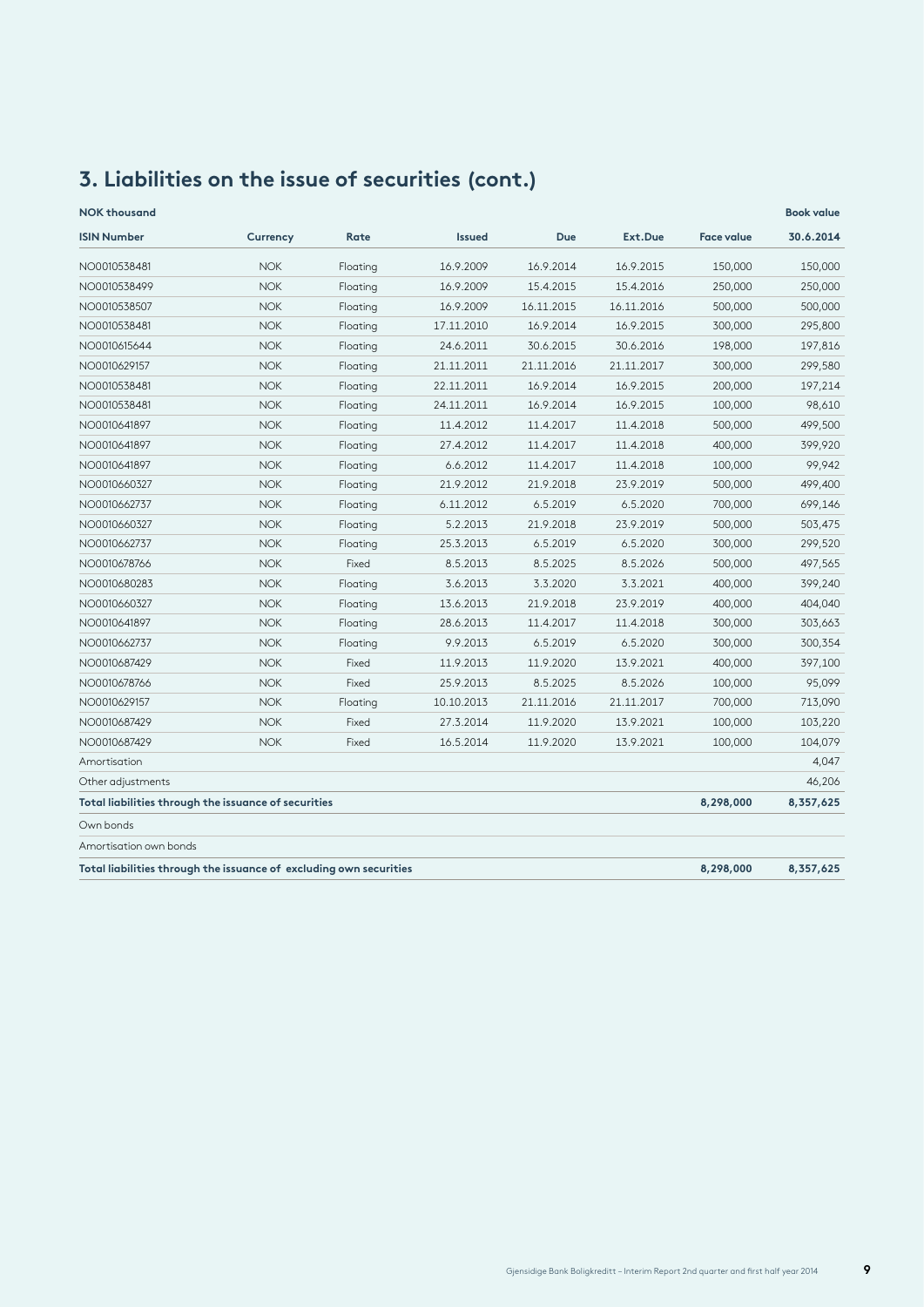# 3. Liabilities on the issue of securities (cont.)

| NOK thousand | | | | | | | Book value |
|---|---|---|---|---|---|---|---|
| **ISIN Number** | **Currency** | **Rate** | **Issued** | **Due** | **Ext.Due** | **Face value** | **30.6.2014** |
| NO0010538481 | NOK | Floating | 16.9.2009 | 16.9.2014 | 16.9.2015 | 150,000 | 150,000 |
| NO0010538499 | NOK | Floating | 16.9.2009 | 15.4.2015 | 15.4.2016 | 250,000 | 250,000 |
| NO0010538507 | NOK | Floating | 16.9.2009 | 16.11.2015 | 16.11.2016 | 500,000 | 500,000 |
| NO0010538481 | NOK | Floating | 17.11.2010 | 16.9.2014 | 16.9.2015 | 300,000 | 295,800 |
| NO0010615644 | NOK | Floating | 24.6.2011 | 30.6.2015 | 30.6.2016 | 198,000 | 197,816 |
| NO0010629157 | NOK | Floating | 21.11.2011 | 21.11.2016 | 21.11.2017 | 300,000 | 299,580 |
| NO0010538481 | NOK | Floating | 22.11.2011 | 16.9.2014 | 16.9.2015 | 200,000 | 197,214 |
| NO0010538481 | NOK | Floating | 24.11.2011 | 16.9.2014 | 16.9.2015 | 100,000 | 98,610 |
| NO0010641897 | NOK | Floating | 11.4.2012 | 11.4.2017 | 11.4.2018 | 500,000 | 499,500 |
| NO0010641897 | NOK | Floating | 27.4.2012 | 11.4.2017 | 11.4.2018 | 400,000 | 399,920 |
| NO0010641897 | NOK | Floating | 6.6.2012 | 11.4.2017 | 11.4.2018 | 100,000 | 99,942 |
| NO0010660327 | NOK | Floating | 21.9.2012 | 21.9.2018 | 23.9.2019 | 500,000 | 499,400 |
| NO0010662737 | NOK | Floating | 6.11.2012 | 6.5.2019 | 6.5.2020 | 700,000 | 699,146 |
| NO0010660327 | NOK | Floating | 5.2.2013 | 21.9.2018 | 23.9.2019 | 500,000 | 503,475 |
| NO0010662737 | NOK | Floating | 25.3.2013 | 6.5.2019 | 6.5.2020 | 300,000 | 299,520 |
| NO0010678766 | NOK | Fixed | 8.5.2013 | 8.5.2025 | 8.5.2026 | 500,000 | 497,565 |
| NO0010680283 | NOK | Floating | 3.6.2013 | 3.3.2020 | 3.3.2021 | 400,000 | 399,240 |
| NO0010660327 | NOK | Floating | 13.6.2013 | 21.9.2018 | 23.9.2019 | 400,000 | 404,040 |
| NO0010641897 | NOK | Floating | 28.6.2013 | 11.4.2017 | 11.4.2018 | 300,000 | 303,663 |
| NO0010662737 | NOK | Floating | 9.9.2013 | 6.5.2019 | 6.5.2020 | 300,000 | 300,354 |
| NO0010687429 | NOK | Fixed | 11.9.2013 | 11.9.2020 | 13.9.2021 | 400,000 | 397,100 |
| NO0010678766 | NOK | Fixed | 25.9.2013 | 8.5.2025 | 8.5.2026 | 100,000 | 95,099 |
| NO0010629157 | NOK | Floating | 10.10.2013 | 21.11.2016 | 21.11.2017 | 700,000 | 713,090 |
| NO0010687429 | NOK | Fixed | 27.3.2014 | 11.9.2020 | 13.9.2021 | 100,000 | 103,220 |
| NO0010687429 | NOK | Fixed | 16.5.2014 | 11.9.2020 | 13.9.2021 | 100,000 | 104,079 |
| Amortisation | | | | | | | 4,047 |
| Other adjustments | | | | | | | 46,206 |
| **Total liabilities through the issuance of securities** | | | | | | **8,298,000** | **8,357,625** |
| Own bonds | | | | | | | |
| Amortisation own bonds | | | | | | | |
| **Total liabilities through the issuance of excluding own securities** | | | | | | **8,298,000** | **8,357,625** |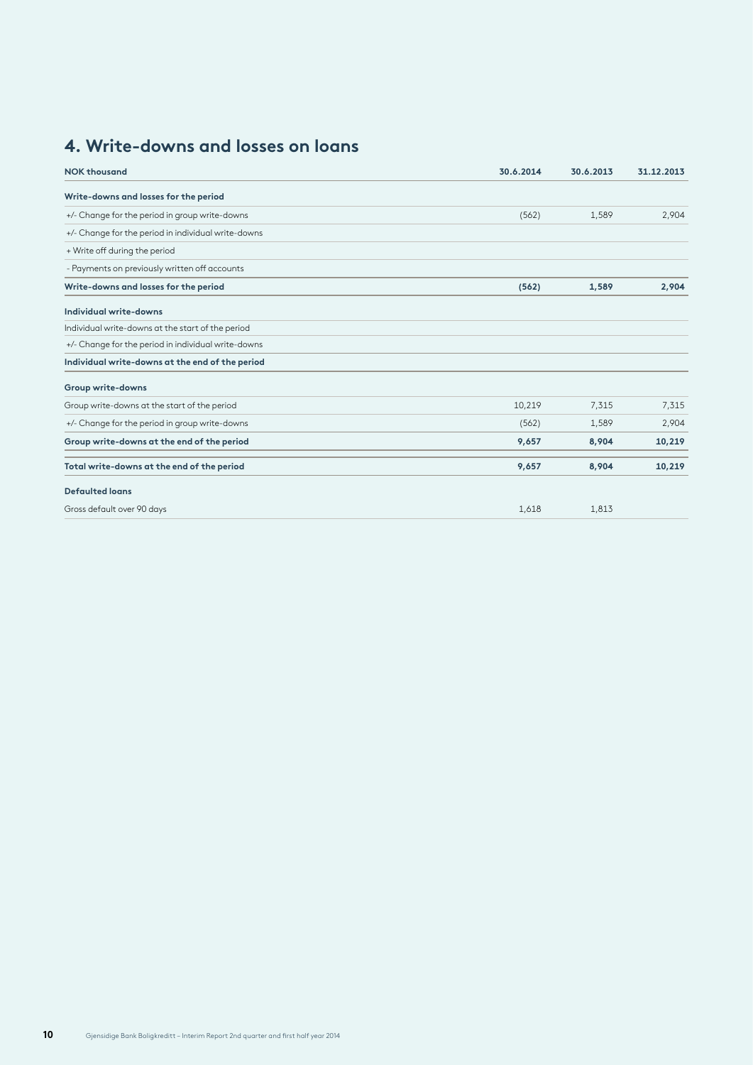## 4. Write-downs and losses on loans

| NOK thousand | 30.6.2014 | 30.6.2013 | 31.12.2013 |
|---|---|---|---|
| **Write-downs and losses for the period** | | | |
| +/- Change for the period in group write-downs | (562) | 1,589 | 2,904 |
| +/- Change for the period in individual write-downs | | | |
| + Write off during the period | | | |
| - Payments on previously written off accounts | | | |
| **Write-downs and losses for the period** | **(562)** | **1,589** | **2,904** |
| **Individual write-downs** | | | |
| Individual write-downs at the start of the period | | | |
| +/- Change for the period in individual write-downs | | | |
| **Individual write-downs at the end of the period** | | | |
| **Group write-downs** | | | |
| Group write-downs at the start of the period | 10,219 | 7,315 | 7,315 |
| +/- Change for the period in group write-downs | (562) | 1,589 | 2,904 |
| **Group write-downs at the end of the period** | **9,657** | **8,904** | **10,219** |
| **Total write-downs at the end of the period** | **9,657** | **8,904** | **10,219** |
| **Defaulted loans** | | | |
| Gross default over 90 days | 1,618 | 1,813 | |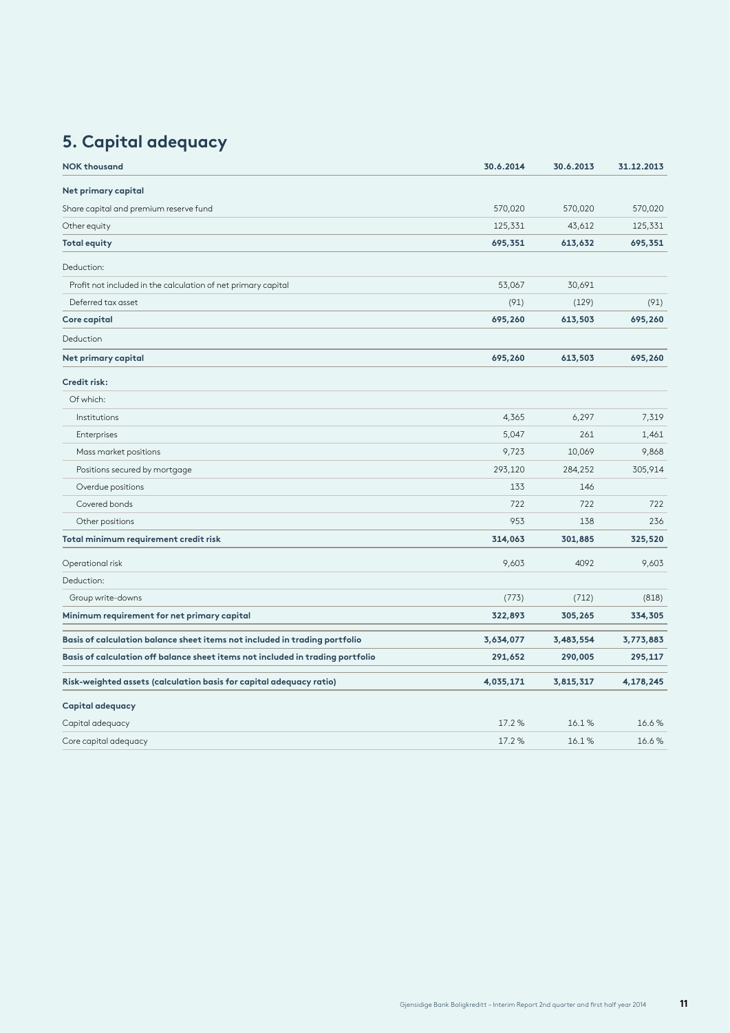## 5. Capital adequacy

| NOK thousand | 30.6.2014 | 30.6.2013 | 31.12.2013 |
|---|---|---|---|
| **Net primary capital** | | | |
| Share capital and premium reserve fund | 570,020 | 570,020 | 570,020 |
| Other equity | 125,331 | 43,612 | 125,331 |
| **Total equity** | **695,351** | **613,632** | **695,351** |
| Deduction: | | | |
| Profit not included in the calculation of net primary capital | 53,067 | 30,691 | |
| Deferred tax asset | (91) | (129) | (91) |
| **Core capital** | **695,260** | **613,503** | **695,260** |
| Deduction | | | |
| **Net primary capital** | **695,260** | **613,503** | **695,260** |
| **Credit risk:** | | | |
| Of which: | | | |
| Institutions | 4,365 | 6,297 | 7,319 |
| Enterprises | 5,047 | 261 | 1,461 |
| Mass market positions | 9,723 | 10,069 | 9,868 |
| Positions secured by mortgage | 293,120 | 284,252 | 305,914 |
| Overdue positions | 133 | 146 | |
| Covered bonds | 722 | 722 | 722 |
| Other positions | 953 | 138 | 236 |
| **Total minimum requirement credit risk** | **314,063** | **301,885** | **325,520** |
| Operational risk | 9,603 | 4092 | 9,603 |
| Deduction: | | | |
| Group write-downs | (773) | (712) | (818) |
| **Minimum requirement for net primary capital** | **322,893** | **305,265** | **334,305** |
| **Basis of calculation balance sheet items not included in trading portfolio** | **3,634,077** | **3,483,554** | **3,773,883** |
| **Basis of calculation off balance sheet items not included in trading portfolio** | **291,652** | **290,005** | **295,117** |
| **Risk-weighted assets (calculation basis for capital adequacy ratio)** | **4,035,171** | **3,815,317** | **4,178,245** |
| **Capital adequacy** | | | |
| Capital adequacy | 17.2 % | 16.1 % | 16.6 % |
| Core capital adequacy | 17.2 % | 16.1 % | 16.6 % |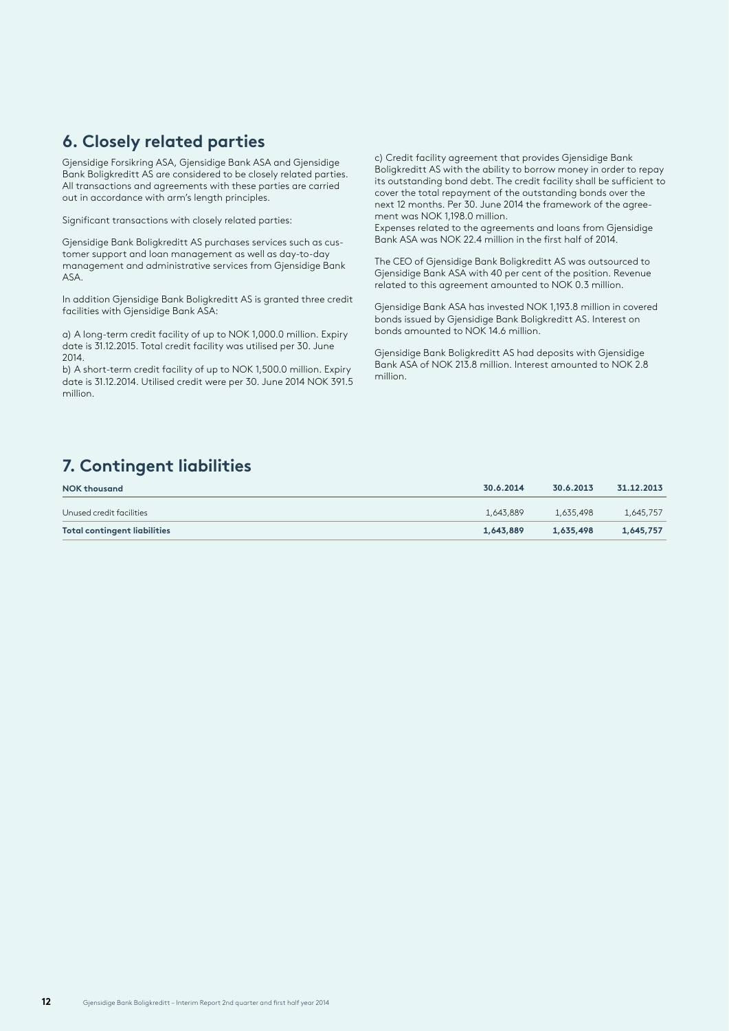## 6. Closely related parties

Gjensidige Forsikring ASA, Gjensidige Bank ASA and Gjensidige Bank Boligkreditt AS are considered to be closely related parties. All transactions and agreements with these parties are carried out in accordance with arm's length principles.

Significant transactions with closely related parties:

Gjensidige Bank Boligkreditt AS purchases services such as customer support and loan management as well as day-to-day management and administrative services from Gjensidige Bank ASA.

In addition Gjensidige Bank Boligkreditt AS is granted three credit facilities with Gjensidige Bank ASA:

a) A long-term credit facility of up to NOK 1,000.0 million. Expiry date is 31.12.2015. Total credit facility was utilised per 30. June 2014.
b) A short-term credit facility of up to NOK 1,500.0 million. Expiry date is 31.12.2014. Utilised credit were per 30. June 2014 NOK 391.5 million.

c) Credit facility agreement that provides Gjensidige Bank Boligkreditt AS with the ability to borrow money in order to repay its outstanding bond debt. The credit facility shall be sufficient to cover the total repayment of the outstanding bonds over the next 12 months. Per 30. June 2014 the framework of the agreement was NOK 1,198.0 million.
Expenses related to the agreements and loans from Gjensidige Bank ASA was NOK 22.4 million in the first half of 2014.

The CEO of Gjensidige Bank Boligkreditt AS was outsourced to Gjensidige Bank ASA with 40 per cent of the position. Revenue related to this agreement amounted to NOK 0.3 million.

Gjensidige Bank ASA has invested NOK 1,193.8 million in covered bonds issued by Gjensidige Bank Boligkreditt AS. Interest on bonds amounted to NOK 14.6 million.

Gjensidige Bank Boligkreditt AS had deposits with Gjensidige Bank ASA of NOK 213.8 million. Interest amounted to NOK 2.8 million.

## 7. Contingent liabilities

| NOK thousand | 30.6.2014 | 30.6.2013 | 31.12.2013 |
|---|---|---|---|
| Unused credit facilities | 1,643,889 | 1,635,498 | 1,645,757 |
| **Total contingent liabilities** | **1,643,889** | **1,635,498** | **1,645,757** |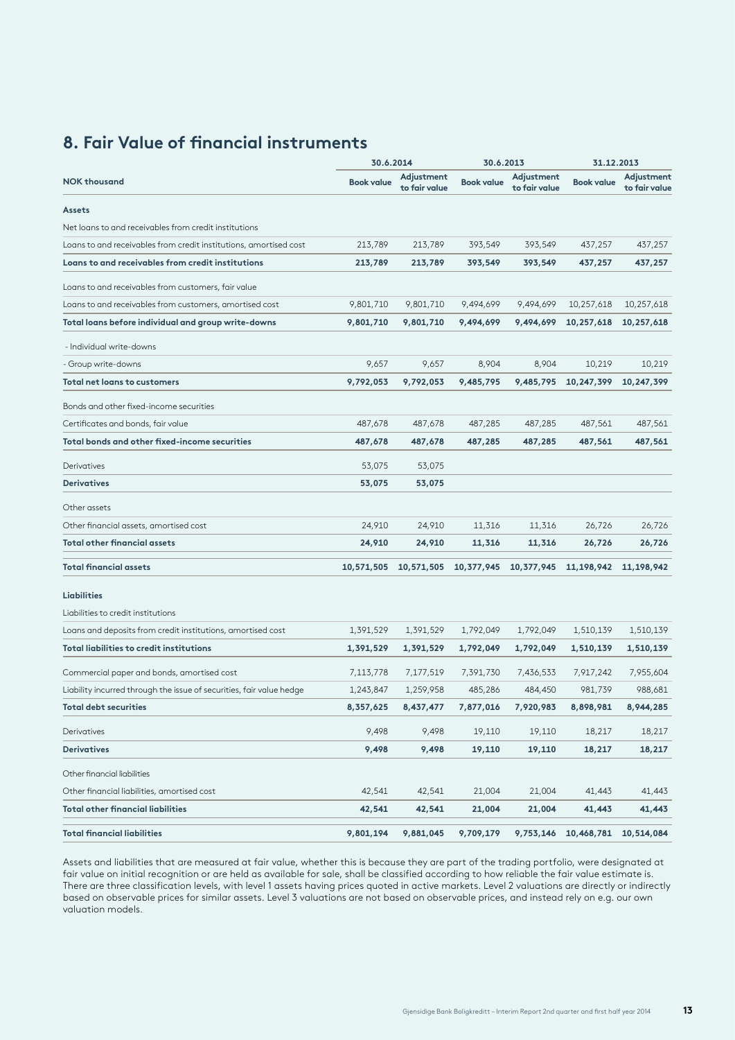## 8. Fair Value of financial instruments

| NOK thousand | 30.6.2014 Book value | 30.6.2014 Adjustment to fair value | 30.6.2013 Book value | 30.6.2013 Adjustment to fair value | 31.12.2013 Book value | 31.12.2013 Adjustment to fair value |
|---|---|---|---|---|---|---|
| **Assets** | | | | | | |
| Net loans to and receivables from credit institutions | | | | | | |
| Loans to and receivables from credit institutions, amortised cost | 213,789 | 213,789 | 393,549 | 393,549 | 437,257 | 437,257 |
| **Loans to and receivables from credit institutions** | **213,789** | **213,789** | **393,549** | **393,549** | **437,257** | **437,257** |
| Loans to and receivables from customers, fair value | | | | | | |
| Loans to and receivables from customers, amortised cost | 9,801,710 | 9,801,710 | 9,494,699 | 9,494,699 | 10,257,618 | 10,257,618 |
| **Total loans before individual and group write-downs** | **9,801,710** | **9,801,710** | **9,494,699** | **9,494,699** | **10,257,618** | **10,257,618** |
| - Individual write-downs | | | | | | |
| - Group write-downs | 9,657 | 9,657 | 8,904 | 8,904 | 10,219 | 10,219 |
| **Total net loans to customers** | **9,792,053** | **9,792,053** | **9,485,795** | **9,485,795** | **10,247,399** | **10,247,399** |
| Bonds and other fixed-income securities | | | | | | |
| Certificates and bonds, fair value | 487,678 | 487,678 | 487,285 | 487,285 | 487,561 | 487,561 |
| **Total bonds and other fixed-income securities** | **487,678** | **487,678** | **487,285** | **487,285** | **487,561** | **487,561** |
| Derivatives | 53,075 | 53,075 | | | | |
| **Derivatives** | **53,075** | **53,075** | | | | |
| Other assets | | | | | | |
| Other financial assets, amortised cost | 24,910 | 24,910 | 11,316 | 11,316 | 26,726 | 26,726 |
| **Total other financial assets** | **24,910** | **24,910** | **11,316** | **11,316** | **26,726** | **26,726** |
| **Total financial assets** | **10,571,505** | **10,571,505** | **10,377,945** | **10,377,945** | **11,198,942** | **11,198,942** |
| **Liabilities** | | | | | | |
| Liabilities to credit institutions | | | | | | |
| Loans and deposits from credit institutions, amortised cost | 1,391,529 | 1,391,529 | 1,792,049 | 1,792,049 | 1,510,139 | 1,510,139 |
| **Total liabilities to credit institutions** | **1,391,529** | **1,391,529** | **1,792,049** | **1,792,049** | **1,510,139** | **1,510,139** |
| Commercial paper and bonds, amortised cost | 7,113,778 | 7,177,519 | 7,391,730 | 7,436,533 | 7,917,242 | 7,955,604 |
| Liability incurred through the issue of securities, fair value hedge | 1,243,847 | 1,259,958 | 485,286 | 484,450 | 981,739 | 988,681 |
| **Total debt securities** | **8,357,625** | **8,437,477** | **7,877,016** | **7,920,983** | **8,898,981** | **8,944,285** |
| Derivatives | 9,498 | 9,498 | 19,110 | 19,110 | 18,217 | 18,217 |
| **Derivatives** | **9,498** | **9,498** | **19,110** | **19,110** | **18,217** | **18,217** |
| Other financial liabilities | | | | | | |
| Other financial liabilities, amortised cost | 42,541 | 42,541 | 21,004 | 21,004 | 41,443 | 41,443 |
| **Total other financial liabilities** | **42,541** | **42,541** | **21,004** | **21,004** | **41,443** | **41,443** |
| **Total financial liabilities** | **9,801,194** | **9,881,045** | **9,709,179** | **9,753,146** | **10,468,781** | **10,514,084** |

Assets and liabilities that are measured at fair value, whether this is because they are part of the trading portfolio, were designated at fair value on initial recognition or are held as available for sale, shall be classified according to how reliable the fair value estimate is. There are three classification levels, with level 1 assets having prices quoted in active markets. Level 2 valuations are directly or indirectly based on observable prices for similar assets. Level 3 valuations are not based on observable prices, and instead rely on e.g. our own valuation models.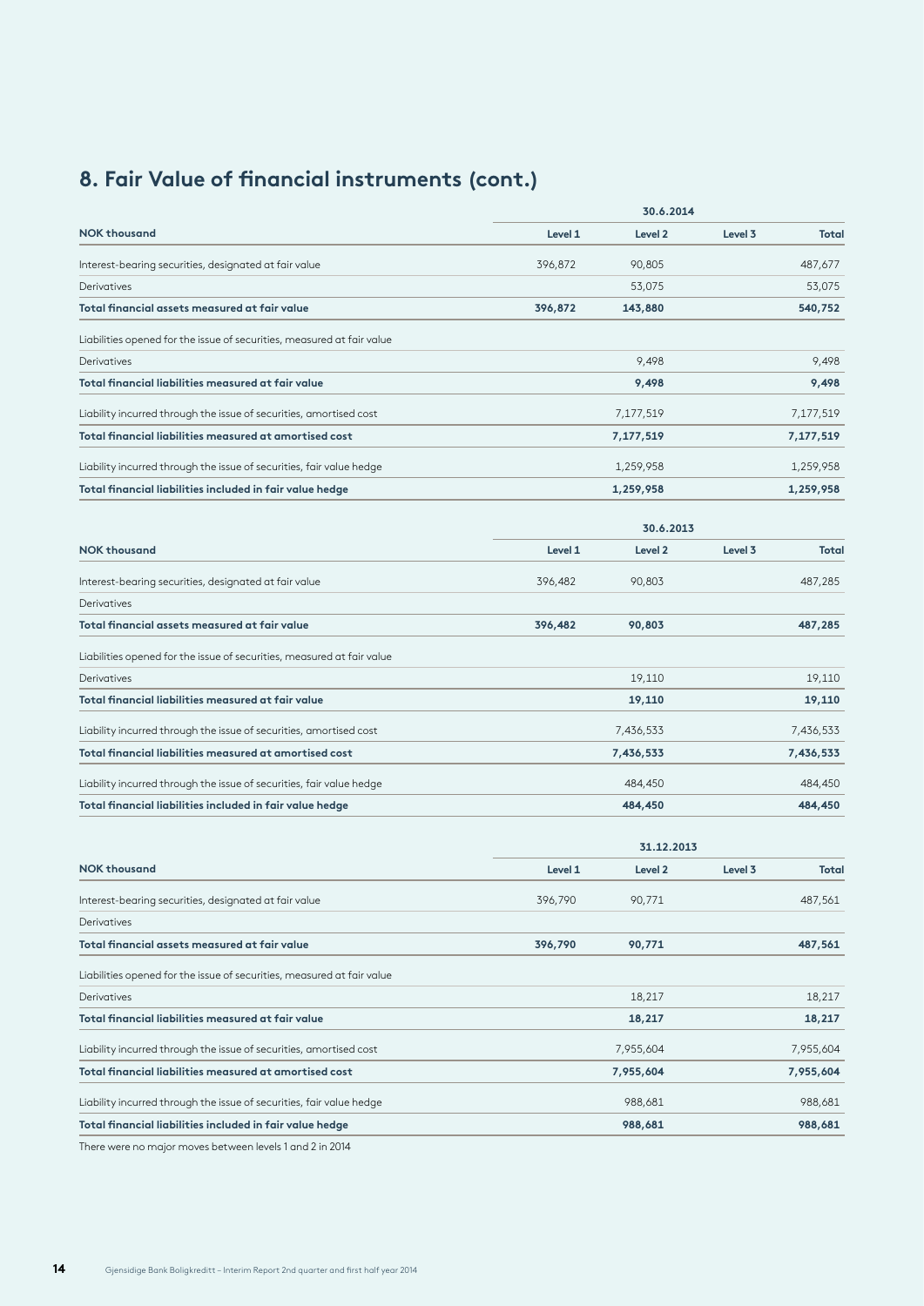## 8. Fair Value of financial instruments (cont.)

| NOK thousand | 30.6.2014 | | | |
|---|---|---|---|---|
| | Level 1 | Level 2 | Level 3 | Total |
| Interest-bearing securities, designated at fair value | 396,872 | 90,805 | | 487,677 |
| Derivatives | | 53,075 | | 53,075 |
| **Total financial assets measured at fair value** | **396,872** | **143,880** | | **540,752** |
| Liabilities opened for the issue of securities, measured at fair value | | | | |
| Derivatives | | 9,498 | | 9,498 |
| **Total financial liabilities measured at fair value** | | **9,498** | | **9,498** |
| Liability incurred through the issue of securities, amortised cost | | 7,177,519 | | 7,177,519 |
| **Total financial liabilities measured at amortised cost** | | **7,177,519** | | **7,177,519** |
| Liability incurred through the issue of securities, fair value hedge | | 1,259,958 | | 1,259,958 |
| **Total financial liabilities included in fair value hedge** | | **1,259,958** | | **1,259,958** |

| NOK thousand | 30.6.2013 | | | |
|---|---|---|---|---|
| | Level 1 | Level 2 | Level 3 | Total |
| Interest-bearing securities, designated at fair value | 396,482 | 90,803 | | 487,285 |
| Derivatives | | | | |
| **Total financial assets measured at fair value** | **396,482** | **90,803** | | **487,285** |
| Liabilities opened for the issue of securities, measured at fair value | | | | |
| Derivatives | | 19,110 | | 19,110 |
| **Total financial liabilities measured at fair value** | | **19,110** | | **19,110** |
| Liability incurred through the issue of securities, amortised cost | | 7,436,533 | | 7,436,533 |
| **Total financial liabilities measured at amortised cost** | | **7,436,533** | | **7,436,533** |
| Liability incurred through the issue of securities, fair value hedge | | 484,450 | | 484,450 |
| **Total financial liabilities included in fair value hedge** | | **484,450** | | **484,450** |

| NOK thousand | 31.12.2013 | | | |
|---|---|---|---|---|
| | Level 1 | Level 2 | Level 3 | Total |
| Interest-bearing securities, designated at fair value | 396,790 | 90,771 | | 487,561 |
| Derivatives | | | | |
| **Total financial assets measured at fair value** | **396,790** | **90,771** | | **487,561** |
| Liabilities opened for the issue of securities, measured at fair value | | | | |
| Derivatives | | 18,217 | | 18,217 |
| **Total financial liabilities measured at fair value** | | **18,217** | | **18,217** |
| Liability incurred through the issue of securities, amortised cost | | 7,955,604 | | 7,955,604 |
| **Total financial liabilities measured at amortised cost** | | **7,955,604** | | **7,955,604** |
| Liability incurred through the issue of securities, fair value hedge | | 988,681 | | 988,681 |
| **Total financial liabilities included in fair value hedge** | | **988,681** | | **988,681** |

There were no major moves between levels 1 and 2 in 2014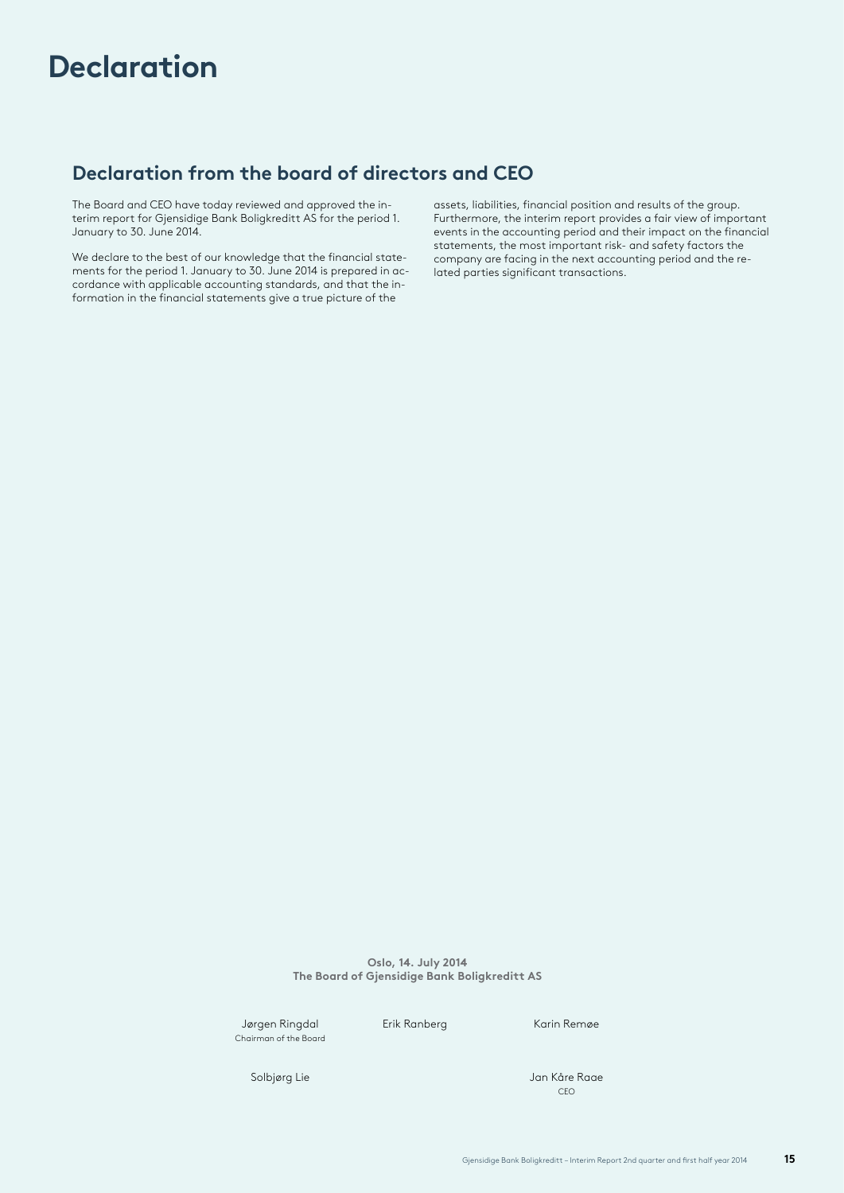# Declaration

## Declaration from the board of directors and CEO

The Board and CEO have today reviewed and approved the interim report for Gjensidige Bank Boligkreditt AS for the period 1. January to 30. June 2014.

We declare to the best of our knowledge that the financial statements for the period 1. January to 30. June 2014 is prepared in accordance with applicable accounting standards, and that the information in the financial statements give a true picture of the assets, liabilities, financial position and results of the group. Furthermore, the interim report provides a fair view of important events in the accounting period and their impact on the financial statements, the most important risk- and safety factors the company are facing in the next accounting period and the related parties significant transactions.

**Oslo, 14. July 2014**
**The Board of Gjensidige Bank Boligkreditt AS**

Jørgen Ringdal
Chairman of the Board

Erik Ranberg

Karin Remøe

Solbjørg Lie

Jan Kåre Raae
CEO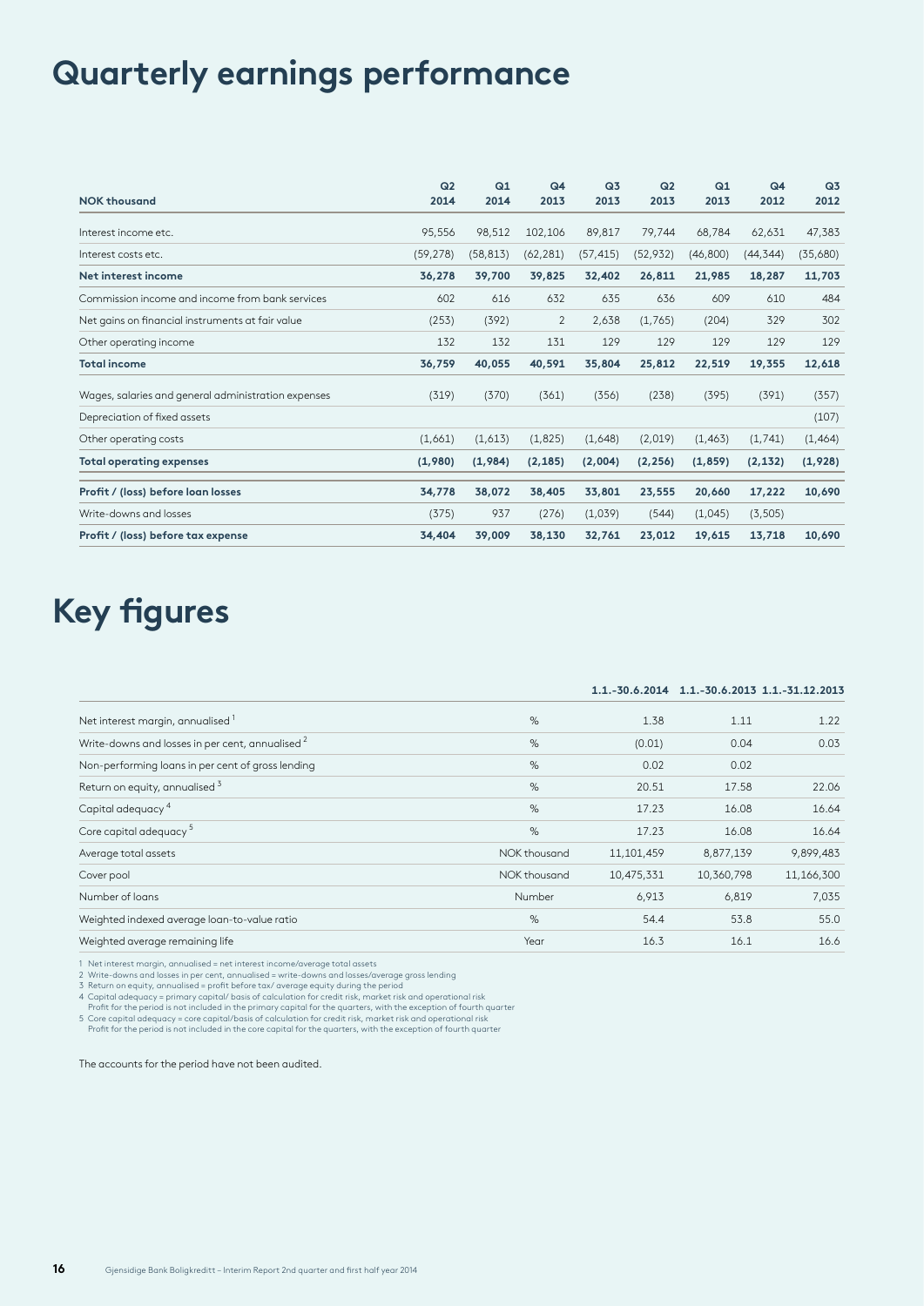# Quarterly earnings performance

| NOK thousand | Q2 2014 | Q1 2014 | Q4 2013 | Q3 2013 | Q2 2013 | Q1 2013 | Q4 2012 | Q3 2012 |
|---|---|---|---|---|---|---|---|---|
| Interest income etc. | 95,556 | 98,512 | 102,106 | 89,817 | 79,744 | 68,784 | 62,631 | 47,383 |
| Interest costs etc. | (59,278) | (58,813) | (62,281) | (57,415) | (52,932) | (46,800) | (44,344) | (35,680) |
| **Net interest income** | **36,278** | **39,700** | **39,825** | **32,402** | **26,811** | **21,985** | **18,287** | **11,703** |
| Commission income and income from bank services | 602 | 616 | 632 | 635 | 636 | 609 | 610 | 484 |
| Net gains on financial instruments at fair value | (253) | (392) | 2 | 2,638 | (1,765) | (204) | 329 | 302 |
| Other operating income | 132 | 132 | 131 | 129 | 129 | 129 | 129 | 129 |
| **Total income** | **36,759** | **40,055** | **40,591** | **35,804** | **25,812** | **22,519** | **19,355** | **12,618** |
| Wages, salaries and general administration expenses | (319) | (370) | (361) | (356) | (238) | (395) | (391) | (357) |
| Depreciation of fixed assets | | | | | | | | (107) |
| Other operating costs | (1,661) | (1,613) | (1,825) | (1,648) | (2,019) | (1,463) | (1,741) | (1,464) |
| **Total operating expenses** | **(1,980)** | **(1,984)** | **(2,185)** | **(2,004)** | **(2,256)** | **(1,859)** | **(2,132)** | **(1,928)** |
| **Profit / (loss) before loan losses** | **34,778** | **38,072** | **38,405** | **33,801** | **23,555** | **20,660** | **17,222** | **10,690** |
| Write-downs and losses | (375) | 937 | (276) | (1,039) | (544) | (1,045) | (3,505) | |
| **Profit / (loss) before tax expense** | **34,404** | **39,009** | **38,130** | **32,761** | **23,012** | **19,615** | **13,718** | **10,690** |

# Key figures

| | | 1.1.-30.6.2014 | 1.1.-30.6.2013 | 1.1.-31.12.2013 |
|---|---|---|---|---|
| Net interest margin, annualised [1] | % | 1.38 | 1.11 | 1.22 |
| Write-downs and losses in per cent, annualised [2] | % | (0.01) | 0.04 | 0.03 |
| Non-performing loans in per cent of gross lending | % | 0.02 | 0.02 | |
| Return on equity, annualised [3] | % | 20.51 | 17.58 | 22.06 |
| Capital adequacy [4] | % | 17.23 | 16.08 | 16.64 |
| Core capital adequacy [5] | % | 17.23 | 16.08 | 16.64 |
| Average total assets | NOK thousand | 11,101,459 | 8,877,139 | 9,899,483 |
| Cover pool | NOK thousand | 10,475,331 | 10,360,798 | 11,166,300 |
| Number of loans | Number | 6,913 | 6,819 | 7,035 |
| Weighted indexed average loan-to-value ratio | % | 54.4 | 53.8 | 55.0 |
| Weighted average remaining life | Year | 16.3 | 16.1 | 16.6 |

1 Net interest margin, annualised = net interest income/average total assets
2 Write-downs and losses in per cent, annualised = write-downs and losses/average gross lending
3 Return on equity, annualised = profit before tax/ average equity during the period
4 Capital adequacy = primary capital/ basis of calculation for credit risk, market risk and operational risk
Profit for the period is not included in the primary capital for the quarters, with the exception of fourth quarter
5 Core capital adequacy = core capital/basis of calculation for credit risk, market risk and operational risk
Profit for the period is not included in the core capital for the quarters, with the exception of fourth quarter

The accounts for the period have not been audited.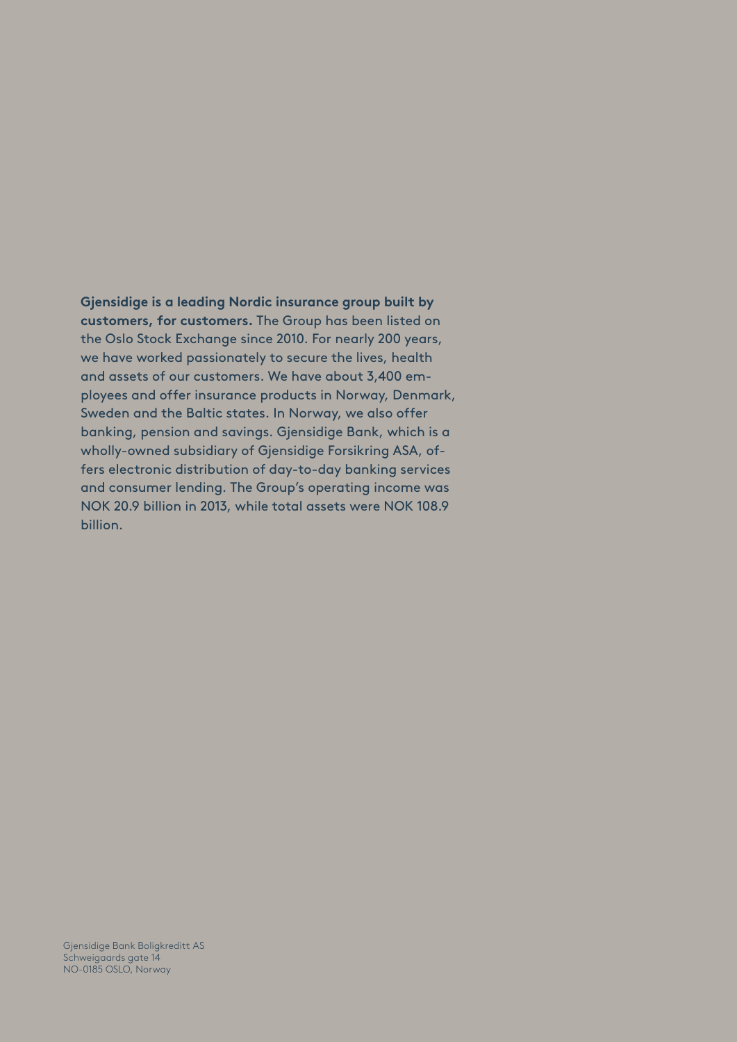**Gjensidige is a leading Nordic insurance group built by customers, for customers.** The Group has been listed on the Oslo Stock Exchange since 2010. For nearly 200 years, we have worked passionately to secure the lives, health and assets of our customers. We have about 3,400 employees and offer insurance products in Norway, Denmark, Sweden and the Baltic states. In Norway, we also offer banking, pension and savings. Gjensidige Bank, which is a wholly-owned subsidiary of Gjensidige Forsikring ASA, offers electronic distribution of day-to-day banking services and consumer lending. The Group's operating income was NOK 20.9 billion in 2013, while total assets were NOK 108.9 billion.

Gjensidige Bank Boligkreditt AS
Schweigaards gate 14
NO-0185 OSLO, Norway